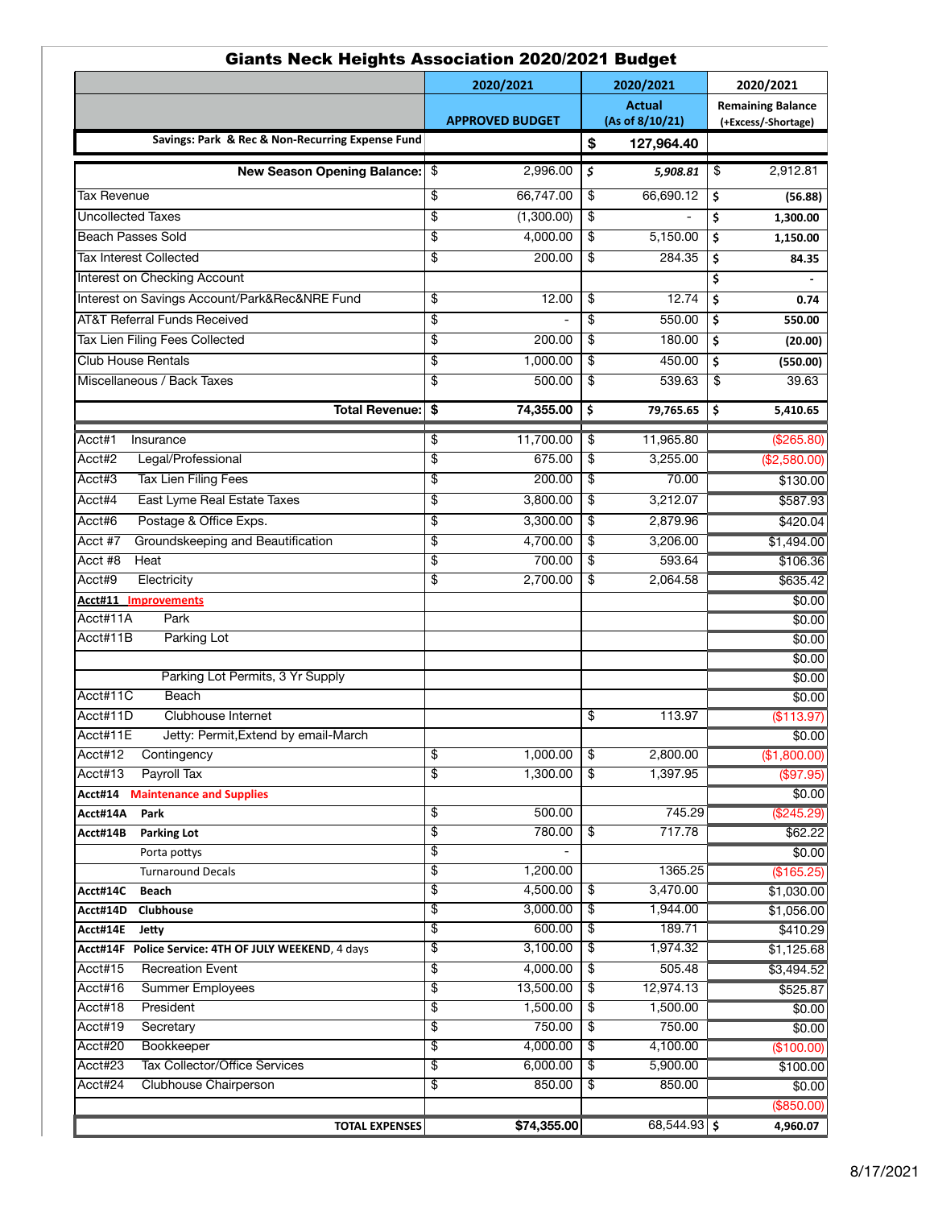# Giants Neck Heights Association 2020/2021 Budget

| | 2020/2021 APPROVED BUDGET | 2020/2021 Actual (As of 8/10/21) | 2020/2021 Remaining Balance (+Excess/-Shortage) |
|---|---|---|---|
| **Savings: Park & Rec & Non-Recurring Expense Fund** | | **$ 127,964.40** | |
| **New Season Opening Balance:** | $ 2,996.00 | *$ 5,908.81* | $ 2,912.81 |
| Tax Revenue | $ 66,747.00 | $ 66,690.12 | **$ (56.88)** |
| Uncollected Taxes | $ (1,300.00) | $ - | **$ 1,300.00** |
| Beach Passes Sold | $ 4,000.00 | $ 5,150.00 | **$ 1,150.00** |
| Tax Interest Collected | $ 200.00 | $ 284.35 | **$ 84.35** |
| Interest on Checking Account | | | **$ -** |
| Interest on Savings Account/Park&Rec&NRE Fund | $ 12.00 | $ 12.74 | **$ 0.74** |
| AT&T Referral Funds Received | $ - | $ 550.00 | **$ 550.00** |
| Tax Lien Filing Fees Collected | $ 200.00 | $ 180.00 | **$ (20.00)** |
| Club House Rentals | $ 1,000.00 | $ 450.00 | **$ (550.00)** |
| Miscellaneous / Back Taxes | $ 500.00 | $ 539.63 | $ 39.63 |
| **Total Revenue:** | **$ 74,355.00** | **$ 79,765.65** | **$ 5,410.65** |
| Acct#1 Insurance | $ 11,700.00 | $ 11,965.80 | ($265.80) |
| Acct#2 Legal/Professional | $ 675.00 | $ 3,255.00 | ($2,580.00) |
| Acct#3 Tax Lien Filing Fees | $ 200.00 | $ 70.00 | $130.00 |
| Acct#4 East Lyme Real Estate Taxes | $ 3,800.00 | $ 3,212.07 | $587.93 |
| Acct#6 Postage & Office Exps. | $ 3,300.00 | $ 2,879.96 | $420.04 |
| Acct #7 Groundskeeping and Beautification | $ 4,700.00 | $ 3,206.00 | $1,494.00 |
| Acct #8 Heat | $ 700.00 | $ 593.64 | $106.36 |
| Acct#9 Electricity | $ 2,700.00 | $ 2,064.58 | $635.42 |
| **Acct#11 Improvements** | | | $0.00 |
| Acct#11A Park | | | $0.00 |
| Acct#11B Parking Lot | | | $0.00 |
| | | | $0.00 |
| Parking Lot Permits, 3 Yr Supply | | | $0.00 |
| Acct#11C Beach | | | $0.00 |
| Acct#11D Clubhouse Internet | | $ 113.97 | ($113.97) |
| Acct#11E Jetty: Permit,Extend by email-March | | | $0.00 |
| Acct#12 Contingency | $ 1,000.00 | $ 2,800.00 | ($1,800.00) |
| Acct#13 Payroll Tax | $ 1,300.00 | $ 1,397.95 | ($97.95) |
| **Acct#14 Maintenance and Supplies** | | | $0.00 |
| **Acct#14A Park** | $ 500.00 | 745.29 | ($245.29) |
| **Acct#14B Parking Lot** | $ 780.00 | $ 717.78 | $62.22 |
| Porta pottys | $ - | | $0.00 |
| Turnaround Decals | $ 1,200.00 | 1365.25 | ($165.25) |
| **Acct#14C Beach** | $ 4,500.00 | $ 3,470.00 | $1,030.00 |
| **Acct#14D Clubhouse** | $ 3,000.00 | $ 1,944.00 | $1,056.00 |
| **Acct#14E Jetty** | $ 600.00 | $ 189.71 | $410.29 |
| **Acct#14F Police Service: 4TH OF JULY WEEKEND**, 4 days | $ 3,100.00 | $ 1,974.32 | $1,125.68 |
| Acct#15 Recreation Event | $ 4,000.00 | $ 505.48 | $3,494.52 |
| Acct#16 Summer Employees | $ 13,500.00 | $ 12,974.13 | $525.87 |
| Acct#18 President | $ 1,500.00 | $ 1,500.00 | $0.00 |
| Acct#19 Secretary | $ 750.00 | $ 750.00 | $0.00 |
| Acct#20 Bookkeeper | $ 4,000.00 | $ 4,100.00 | ($100.00) |
| Acct#23 Tax Collector/Office Services | $ 6,000.00 | $ 5,900.00 | $100.00 |
| Acct#24 Clubhouse Chairperson | $ 850.00 | $ 850.00 | $0.00 |
| | | | ($850.00) |
| **TOTAL EXPENSES** | **$74,355.00** | 68,544.93 | **$ 4,960.07** |

8/17/2021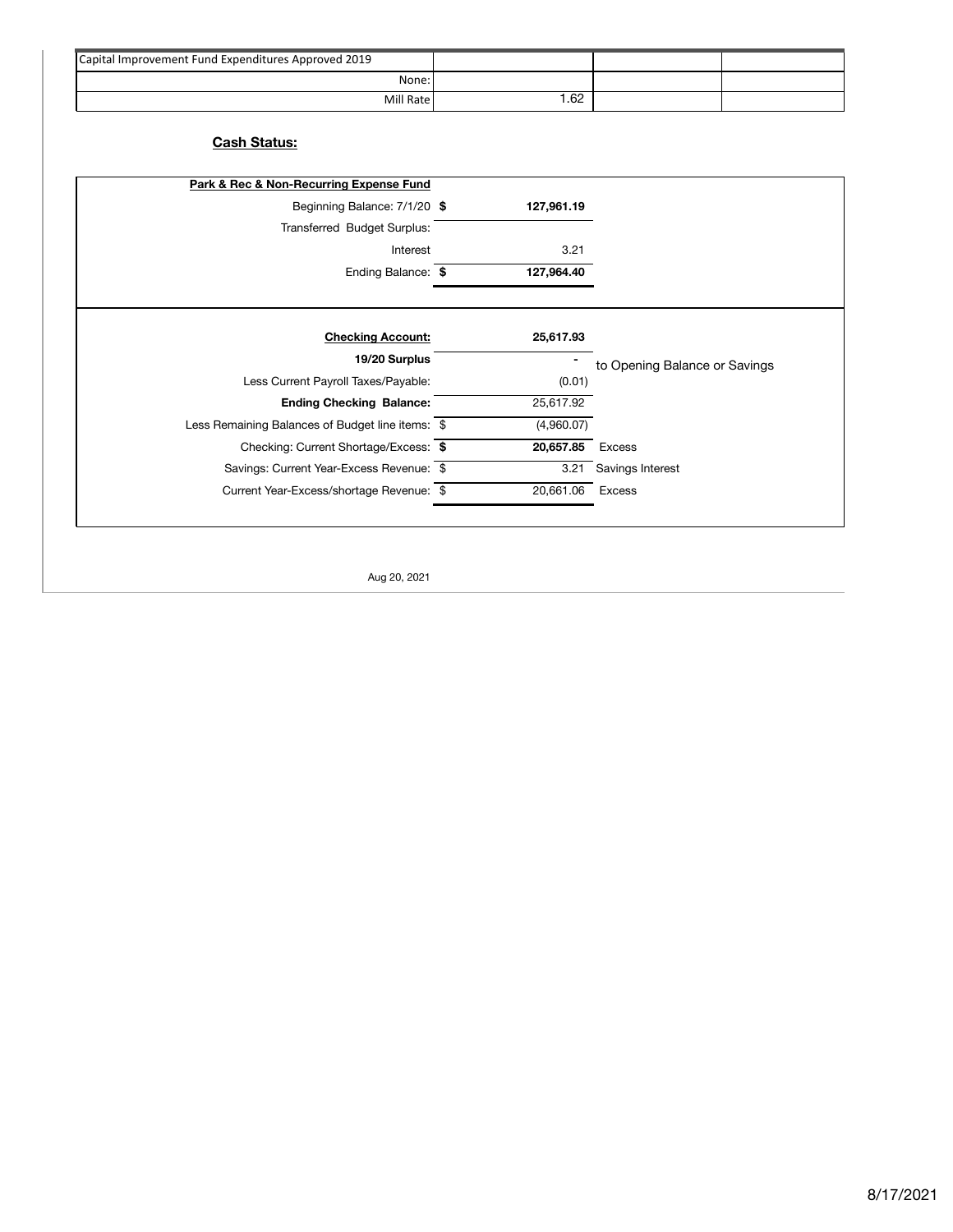| Capital Improvement Fund Expenditures Approved 2019 | | | |
|---|---|---|---|
| None: | | | |
| Mill Rate | 1.62 | | |

**Cash Status:**

| **Park & Rec & Non-Recurring Expense Fund** | | | |
|---|---|---|---|
| Beginning Balance: 7/1/20 | **$** | **127,961.19** | |
| Transferred Budget Surplus: | | | |
| Interest | | 3.21 | |
| Ending Balance: | **$** | **127,964.40** | |

| **Checking Account:** | | **25,617.93** | |
|---|---|---|---|
| **19/20 Surplus** | | - | to Opening Balance or Savings |
| Less Current Payroll Taxes/Payable: | | (0.01) | |
| **Ending Checking Balance:** | | 25,617.92 | |
| Less Remaining Balances of Budget line items: | $ | (4,960.07) | |
| Checking: Current Shortage/Excess: | **$** | **20,657.85** | Excess |
| Savings: Current Year-Excess Revenue: | $ | 3.21 | Savings Interest |
| Current Year-Excess/shortage Revenue: | $ | 20,661.06 | Excess |

Aug 20, 2021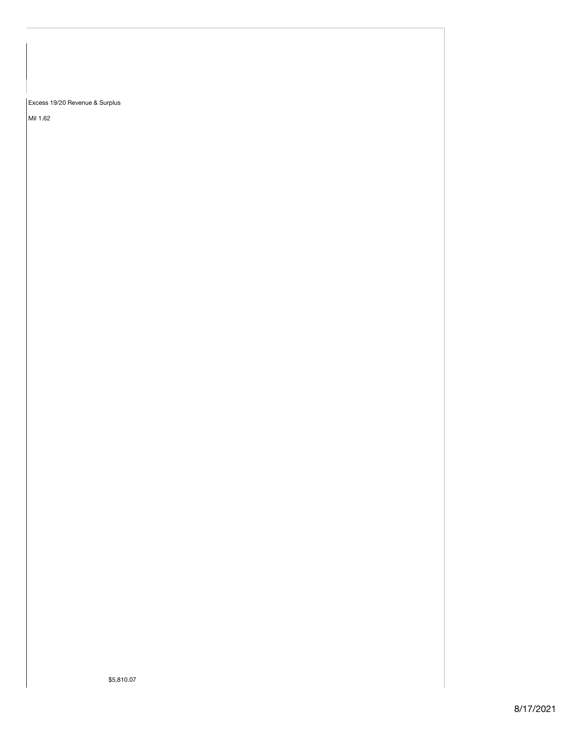Excess 19/20 Revenue & Surplus

Mil 1.62

$5,810.07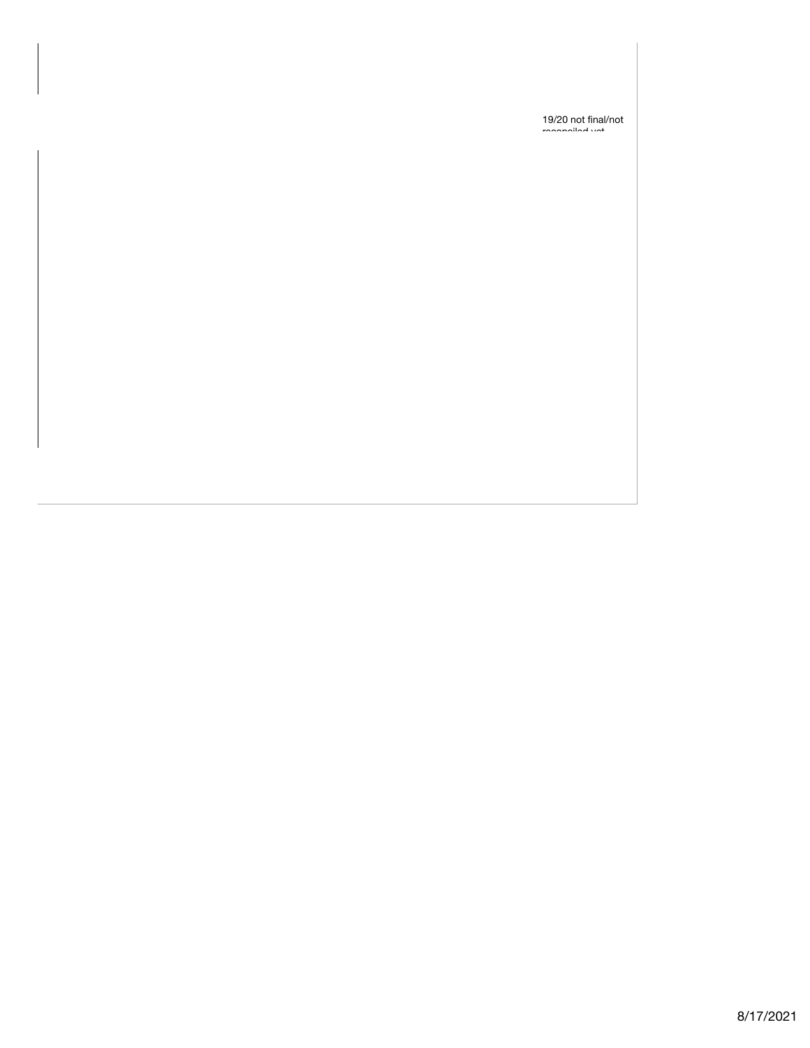19/20 not final/not reconciled yet